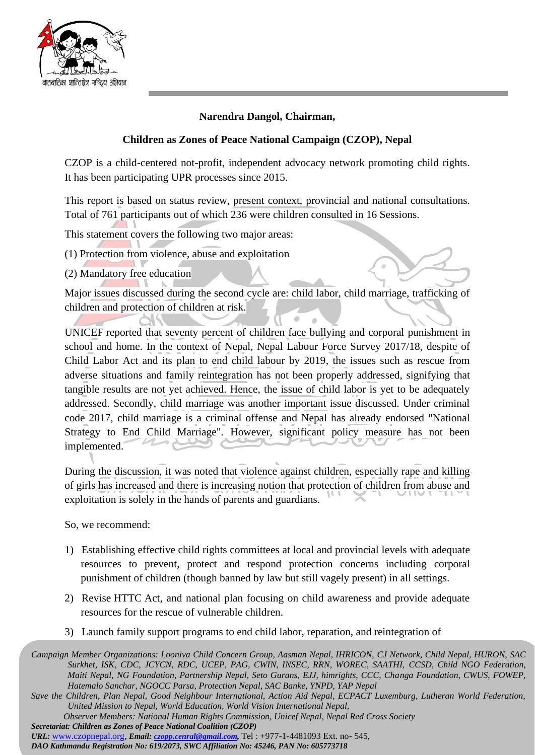**Narendra Dangol, Chairman,**

**Children as Zones of Peace National Campaign (CZOP), Nepal**

CZOP is a child-centered not-profit, independent advocacy network promoting child rights. It has been participating UPR processes since 2015.

This report is based on status review, present context, provincial and national consultations. Total of 761 participants out of which 236 were children consulted in 16 Sessions.

This statement covers the following two major areas:

(1) Protection from violence, abuse and exploitation

(2) Mandatory free education

Major issues discussed during the second cycle are: child labor, child marriage, trafficking of children and protection of children at risk.

UNICEF reported that seventy percent of children face bullying and corporal punishment in school and home. In the context of Nepal, Nepal Labour Force Survey 2017/18, despite of Child Labor Act and its plan to end child labour by 2019, the issues such as rescue from adverse situations and family reintegration has not been properly addressed, signifying that tangible results are not yet achieved. Hence, the issue of child labor is yet to be adequately addressed. Secondly, child marriage was another important issue discussed. Under criminal code 2017, child marriage is a criminal offense and Nepal has already endorsed "National Strategy to End Child Marriage". However, significant policy measure has not been implemented.

During the discussion, it was noted that violence against children, especially rape and killing of girls has increased and there is increasing notion that protection of children from abuse and exploitation is solely in the hands of parents and guardians.

So, we recommend:

1) Establishing effective child rights committees at local and provincial levels with adequate resources to prevent, protect and respond protection concerns including corporal punishment of children (though banned by law but still vagely present) in all settings.
2) Revise HTTC Act, and national plan focusing on child awareness and provide adequate resources for the rescue of vulnerable children.
3) Launch family support programs to end child labor, reparation, and reintegration of

*Campaign Member Organizations: Looniva Child Concern Group, Aasman Nepal, IHRICON, CJ Network, Child Nepal, HURON, SAC Surkhet, ISK, CDC, JCYCN, RDC, UCEP, PAG, CWIN, INSEC, RRN, WOREC, SAATHI, CCSD, Child NGO Federation, Maiti Nepal, NG Foundation, Partnership Nepal, Seto Gurans, EJJ, himrights, CCC, Changa Foundation, CWUS, FOWEP, Hatemalo Sanchar, NGOCC Parsa, Protection Nepal, SAC Banke, YNPD, YAP Nepal*

*Save the Children, Plan Nepal, Good Neighbour International, Action Aid Nepal, ECPACT Luxemburg, Lutheran World Federation, United Mission to Nepal, World Education, World Vision International Nepal,*

*Observer Members: National Human Rights Commission, Unicef Nepal, Nepal Red Cross Society*

***Secretariat: Children as Zones of Peace National Coalition (CZOP)***

***URL:*** www.czopnepal.org, ***Email: czopp.cenral@gmail.com***, Tel : +977-1-4481093 Ext. no- 545,

***DAO Kathmandu Registration No: 619/2073, SWC Affiliation No: 45246, PAN No: 605773718***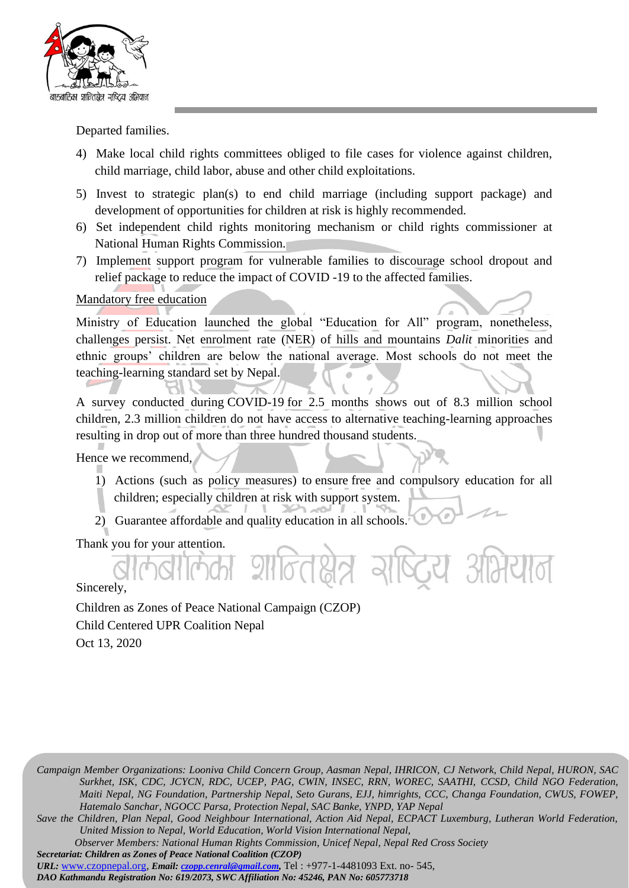Departed families.

4) Make local child rights committees obliged to file cases for violence against children, child marriage, child labor, abuse and other child exploitations.
5) Invest to strategic plan(s) to end child marriage (including support package) and development of opportunities for children at risk is highly recommended.
6) Set independent child rights monitoring mechanism or child rights commissioner at National Human Rights Commission.
7) Implement support program for vulnerable families to discourage school dropout and relief package to reduce the impact of COVID -19 to the affected families.

Mandatory free education

Ministry of Education launched the global "Education for All" program, nonetheless, challenges persist. Net enrolment rate (NER) of hills and mountains *Dalit* minorities and ethnic groups' children are below the national average. Most schools do not meet the teaching-learning standard set by Nepal.

A survey conducted during COVID-19 for 2.5 months shows out of 8.3 million school children, 2.3 million children do not have access to alternative teaching-learning approaches resulting in drop out of more than three hundred thousand students.

Hence we recommend,

1) Actions (such as policy measures) to ensure free and compulsory education for all children; especially children at risk with support system.
2) Guarantee affordable and quality education in all schools.

Thank you for your attention.

बालबालिका शान्तिक्षेत्र राष्ट्रिय अभियान

Sincerely,

Children as Zones of Peace National Campaign (CZOP)
Child Centered UPR Coalition Nepal
Oct 13, 2020

*Campaign Member Organizations: Looniva Child Concern Group, Aasman Nepal, IHRICON, CJ Network, Child Nepal, HURON, SAC Surkhet, ISK, CDC, JCYCN, RDC, UCEP, PAG, CWIN, INSEC, RRN, WOREC, SAATHI, CCSD, Child NGO Federation, Maiti Nepal, NG Foundation, Partnership Nepal, Seto Gurans, EJJ, himrights, CCC, Changa Foundation, CWUS, FOWEP, Hatemalo Sanchar, NGOCC Parsa, Protection Nepal, SAC Banke, YNPD, YAP Nepal*

*Save the Children, Plan Nepal, Good Neighbour International, Action Aid Nepal, ECPACT Luxemburg, Lutheran World Federation, United Mission to Nepal, World Education, World Vision International Nepal,*

*Observer Members: National Human Rights Commission, Unicef Nepal, Nepal Red Cross Society*

***Secretariat: Children as Zones of Peace National Coalition (CZOP)***

***URL:*** www.czopnepal.org, ***Email:*** *czopp.cenral@gmail.com*, Tel : +977-1-4481093 Ext. no- 545,

***DAO Kathmandu Registration No: 619/2073, SWC Affiliation No: 45246, PAN No: 605773718***